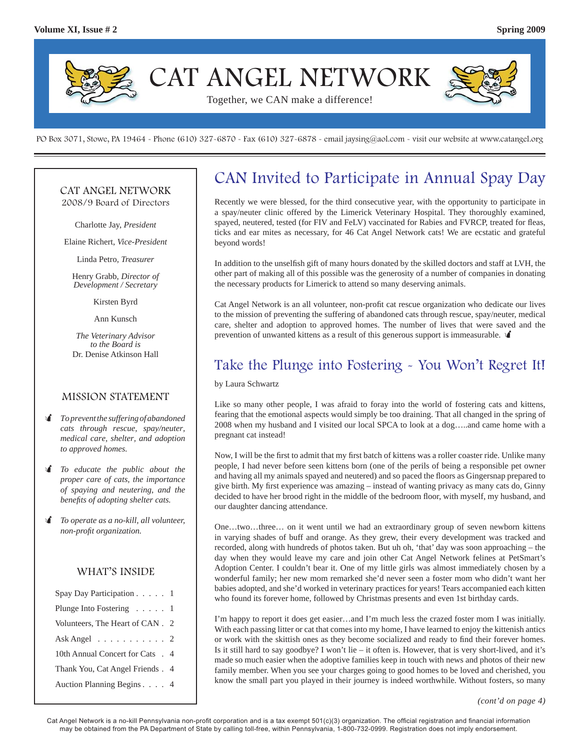# CAT ANGEL NETWORK

Together, we CAN make a difference!

PO Box 3071, Stowe, PA 19464 - Phone (610) 327-6870 - Fax (610) 327-6878 - email jaysing@aol.com - visit our website at www.catangel.org

## CAN Invited to Participate in Annual Spay Day

Recently we were blessed, for the third consecutive year, with the opportunity to participate in a spay/neuter clinic offered by the Limerick Veterinary Hospital. They thoroughly examined, spayed, neutered, tested (for FIV and FeLV) vaccinated for Rabies and FVRCP, treated for fleas, ticks and ear mites as necessary, for 46 Cat Angel Network cats! We are ecstatic and grateful beyond words!

In addition to the unselfish gift of many hours donated by the skilled doctors and staff at LVH, the other part of making all of this possible was the generosity of a number of companies in donating the necessary products for Limerick to attend so many deserving animals.

Cat Angel Network is an all volunteer, non-profit cat rescue organization who dedicate our lives to the mission of preventing the suffering of abandoned cats through rescue, spay/neuter, medical care, shelter and adoption to approved homes. The number of lives that were saved and the prevention of unwanted kittens as a result of this generous support is immeasurable.

## Take the Plunge into Fostering - You Won't Regret It!

by Laura Schwartz

Like so many other people, I was afraid to foray into the world of fostering cats and kittens, fearing that the emotional aspects would simply be too draining. That all changed in the spring of 2008 when my husband and I visited our local SPCA to look at a dog…..and came home with a pregnant cat instead!

Now, I will be the first to admit that my first batch of kittens was a roller coaster ride. Unlike many people, I had never before seen kittens born (one of the perils of being a responsible pet owner and having all my animals spayed and neutered) and so paced the floors as Gingersnap prepared to give birth. My first experience was amazing – instead of wanting privacy as many cats do, Ginny decided to have her brood right in the middle of the bedroom floor, with myself, my husband, and our daughter dancing attendance.

One…two…three… on it went until we had an extraordinary group of seven newborn kittens in varying shades of buff and orange. As they grew, their every development was tracked and recorded, along with hundreds of photos taken. But uh oh, 'that' day was soon approaching – the day when they would leave my care and join other Cat Angel Network felines at PetSmart's Adoption Center. I couldn't bear it. One of my little girls was almost immediately chosen by a wonderful family; her new mom remarked she'd never seen a foster mom who didn't want her babies adopted, and she'd worked in veterinary practices for years! Tears accompanied each kitten who found its forever home, followed by Christmas presents and even 1st birthday cards.

I'm happy to report it does get easier…and I'm much less the crazed foster mom I was initially. With each passing litter or cat that comes into my home, I have learned to enjoy the kittenish antics or work with the skittish ones as they become socialized and ready to find their forever homes. Is it still hard to say goodbye? I won't lie – it often is. However, that is very short-lived, and it's made so much easier when the adoptive families keep in touch with news and photos of their new family member. When you see your charges going to good homes to be loved and cherished, you know the small part you played in their journey is indeed worthwhile. Without fosters, so many

*(cont'd on page 4)*

### CAT ANGEL NETWORK
2008/9 Board of Directors

Charlotte Jay, *President*

Elaine Richert, *Vice-President*

Linda Petro, *Treasurer*

Henry Grabb, *Director of Development / Secretary*

Kirsten Byrd

Ann Kunsch

*The Veterinary Advisor to the Board is*
Dr. Denise Atkinson Hall

### MISSION STATEMENT

- *To prevent the suffering of abandoned cats through rescue, spay/neuter, medical care, shelter, and adoption to approved homes.*
- *To educate the public about the proper care of cats, the importance of spaying and neutering, and the benefits of adopting shelter cats.*
- *To operate as a no-kill, all volunteer, non-profit organization.*

### WHAT'S INSIDE

| | |
|---|---|
| Spay Day Participation | 1 |
| Plunge Into Fostering | 1 |
| Volunteers, The Heart of CAN | 2 |
| Ask Angel | 2 |
| 10th Annual Concert for Cats | 4 |
| Thank You, Cat Angel Friends | 4 |
| Auction Planning Begins | 4 |

Cat Angel Network is a no-kill Pennsylvania non-profit corporation and is a tax exempt 501(c)(3) organization. The official registration and financial information may be obtained from the PA Department of State by calling toll-free, within Pennsylvania, 1-800-732-0999. Registration does not imply endorsement.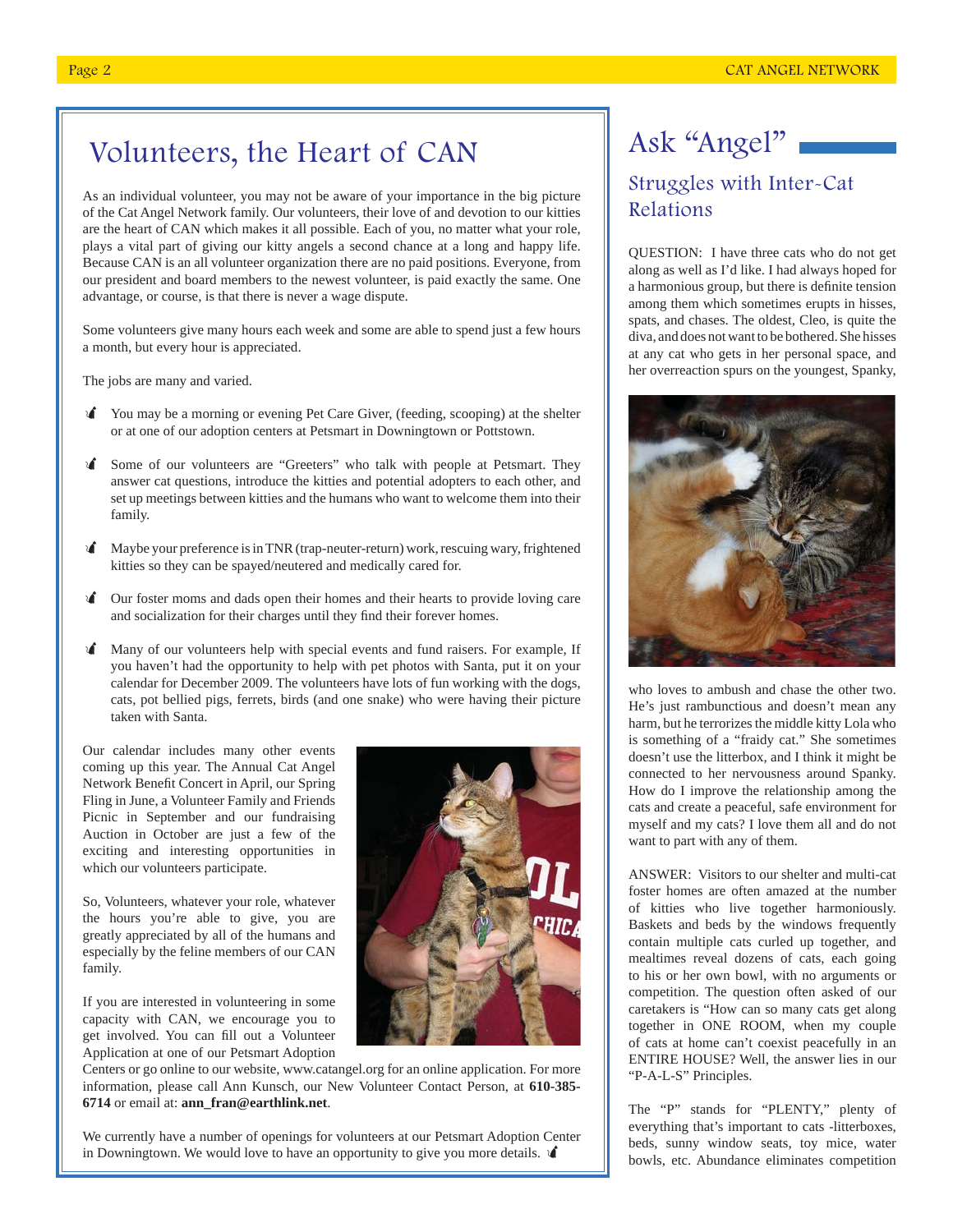# Volunteers, the Heart of CAN

As an individual volunteer, you may not be aware of your importance in the big picture of the Cat Angel Network family. Our volunteers, their love of and devotion to our kitties are the heart of CAN which makes it all possible. Each of you, no matter what your role, plays a vital part of giving our kitty angels a second chance at a long and happy life. Because CAN is an all volunteer organization there are no paid positions. Everyone, from our president and board members to the newest volunteer, is paid exactly the same. One advantage, or course, is that there is never a wage dispute.

Some volunteers give many hours each week and some are able to spend just a few hours a month, but every hour is appreciated.

The jobs are many and varied.

- You may be a morning or evening Pet Care Giver, (feeding, scooping) at the shelter or at one of our adoption centers at Petsmart in Downingtown or Pottstown.
- Some of our volunteers are "Greeters" who talk with people at Petsmart. They answer cat questions, introduce the kitties and potential adopters to each other, and set up meetings between kitties and the humans who want to welcome them into their family.
- Maybe your preference is in TNR (trap-neuter-return) work, rescuing wary, frightened kitties so they can be spayed/neutered and medically cared for.
- Our foster moms and dads open their homes and their hearts to provide loving care and socialization for their charges until they find their forever homes.
- Many of our volunteers help with special events and fund raisers. For example, If you haven't had the opportunity to help with pet photos with Santa, put it on your calendar for December 2009. The volunteers have lots of fun working with the dogs, cats, pot bellied pigs, ferrets, birds (and one snake) who were having their picture taken with Santa.

Our calendar includes many other events coming up this year. The Annual Cat Angel Network Benefit Concert in April, our Spring Fling in June, a Volunteer Family and Friends Picnic in September and our fundraising Auction in October are just a few of the exciting and interesting opportunities in which our volunteers participate.

So, Volunteers, whatever your role, whatever the hours you're able to give, you are greatly appreciated by all of the humans and especially by the feline members of our CAN family.

If you are interested in volunteering in some capacity with CAN, we encourage you to get involved. You can fill out a Volunteer Application at one of our Petsmart Adoption Centers or go online to our website, www.catangel.org for an online application. For more information, please call Ann Kunsch, our New Volunteer Contact Person, at **610-385-6714** or email at: **ann_fran@earthlink.net**.

We currently have a number of openings for volunteers at our Petsmart Adoption Center in Downingtown. We would love to have an opportunity to give you more details.

# Ask "Angel"

## Struggles with Inter-Cat Relations

QUESTION: I have three cats who do not get along as well as I'd like. I had always hoped for a harmonious group, but there is definite tension among them which sometimes erupts in hisses, spats, and chases. The oldest, Cleo, is quite the diva, and does not want to be bothered. She hisses at any cat who gets in her personal space, and her overreaction spurs on the youngest, Spanky, who loves to ambush and chase the other two. He's just rambunctious and doesn't mean any harm, but he terrorizes the middle kitty Lola who is something of a "fraidy cat." She sometimes doesn't use the litterbox, and I think it might be connected to her nervousness around Spanky. How do I improve the relationship among the cats and create a peaceful, safe environment for myself and my cats? I love them all and do not want to part with any of them.

ANSWER: Visitors to our shelter and multi-cat foster homes are often amazed at the number of kitties who live together harmoniously. Baskets and beds by the windows frequently contain multiple cats curled up together, and mealtimes reveal dozens of cats, each going to his or her own bowl, with no arguments or competition. The question often asked of our caretakers is "How can so many cats get along together in ONE ROOM, when my couple of cats at home can't coexist peacefully in an ENTIRE HOUSE? Well, the answer lies in our "P-A-L-S" Principles.

The "P" stands for "PLENTY," plenty of everything that's important to cats -litterboxes, beds, sunny window seats, toy mice, water bowls, etc. Abundance eliminates competition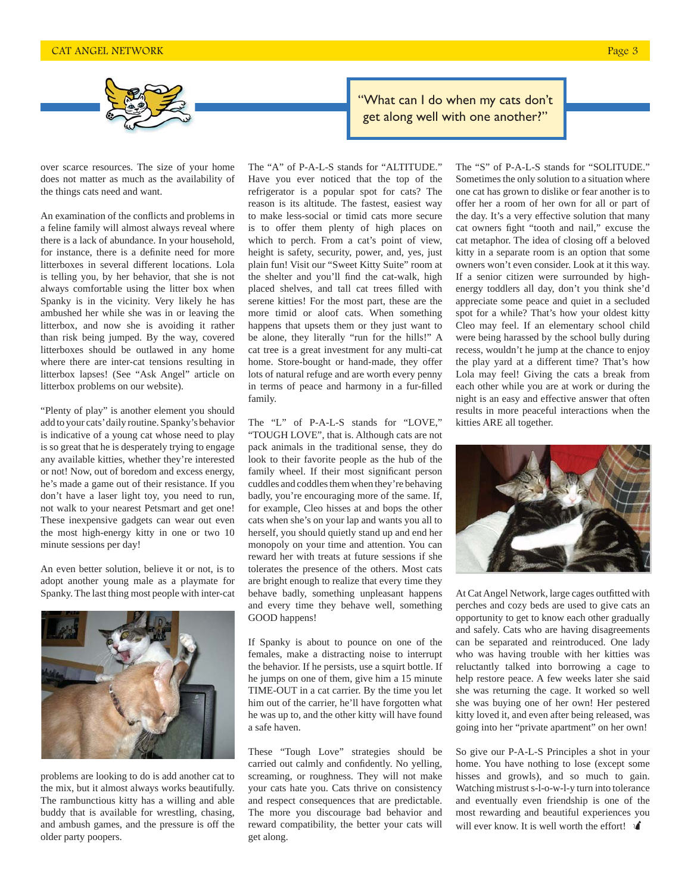> "What can I do when my cats don't get along well with one another?"

over scarce resources. The size of your home does not matter as much as the availability of the things cats need and want.

An examination of the conflicts and problems in a feline family will almost always reveal where there is a lack of abundance. In your household, for instance, there is a definite need for more litterboxes in several different locations. Lola is telling you, by her behavior, that she is not always comfortable using the litter box when Spanky is in the vicinity. Very likely he has ambushed her while she was in or leaving the litterbox, and now she is avoiding it rather than risk being jumped. By the way, covered litterboxes should be outlawed in any home where there are inter-cat tensions resulting in litterbox lapses! (See "Ask Angel" article on litterbox problems on our website).

"Plenty of play" is another element you should add to your cats' daily routine. Spanky's behavior is indicative of a young cat whose need to play is so great that he is desperately trying to engage any available kitties, whether they're interested or not! Now, out of boredom and excess energy, he's made a game out of their resistance. If you don't have a laser light toy, you need to run, not walk to your nearest Petsmart and get one! These inexpensive gadgets can wear out even the most high-energy kitty in one or two 10 minute sessions per day!

An even better solution, believe it or not, is to adopt another young male as a playmate for Spanky. The last thing most people with inter-cat problems are looking to do is add another cat to the mix, but it almost always works beautifully. The rambunctious kitty has a willing and able buddy that is available for wrestling, chasing, and ambush games, and the pressure is off the older party poopers.

The "A" of P-A-L-S stands for "ALTITUDE." Have you ever noticed that the top of the refrigerator is a popular spot for cats? The reason is its altitude. The fastest, easiest way to make less-social or timid cats more secure is to offer them plenty of high places on which to perch. From a cat's point of view, height is safety, security, power, and, yes, just plain fun! Visit our "Sweet Kitty Suite" room at the shelter and you'll find the cat-walk, high placed shelves, and tall cat trees filled with serene kitties! For the most part, these are the more timid or aloof cats. When something happens that upsets them or they just want to be alone, they literally "run for the hills!" A cat tree is a great investment for any multi-cat home. Store-bought or hand-made, they offer lots of natural refuge and are worth every penny in terms of peace and harmony in a fur-filled family.

The "L" of P-A-L-S stands for "LOVE," "TOUGH LOVE", that is. Although cats are not pack animals in the traditional sense, they do look to their favorite people as the hub of the family wheel. If their most significant person cuddles and coddles them when they're behaving badly, you're encouraging more of the same. If, for example, Cleo hisses at and bops the other cats when she's on your lap and wants you all to herself, you should quietly stand up and end her monopoly on your time and attention. You can reward her with treats at future sessions if she tolerates the presence of the others. Most cats are bright enough to realize that every time they behave badly, something unpleasant happens and every time they behave well, something GOOD happens!

If Spanky is about to pounce on one of the females, make a distracting noise to interrupt the behavior. If he persists, use a squirt bottle. If he jumps on one of them, give him a 15 minute TIME-OUT in a cat carrier. By the time you let him out of the carrier, he'll have forgotten what he was up to, and the other kitty will have found a safe haven.

These "Tough Love" strategies should be carried out calmly and confidently. No yelling, screaming, or roughness. They will not make your cats hate you. Cats thrive on consistency and respect consequences that are predictable. The more you discourage bad behavior and reward compatibility, the better your cats will get along.

The "S" of P-A-L-S stands for "SOLITUDE." Sometimes the only solution to a situation where one cat has grown to dislike or fear another is to offer her a room of her own for all or part of the day. It's a very effective solution that many cat owners fight "tooth and nail," excuse the cat metaphor. The idea of closing off a beloved kitty in a separate room is an option that some owners won't even consider. Look at it this way. If a senior citizen were surrounded by high-energy toddlers all day, don't you think she'd appreciate some peace and quiet in a secluded spot for a while? That's how your oldest kitty Cleo may feel. If an elementary school child were being harassed by the school bully during recess, wouldn't he jump at the chance to enjoy the play yard at a different time? That's how Lola may feel! Giving the cats a break from each other while you are at work or during the night is an easy and effective answer that often results in more peaceful interactions when the kitties ARE all together.

At Cat Angel Network, large cages outfitted with perches and cozy beds are used to give cats an opportunity to get to know each other gradually and safely. Cats who are having disagreements can be separated and reintroduced. One lady who was having trouble with her kitties was reluctantly talked into borrowing a cage to help restore peace. A few weeks later she said she was returning the cage. It worked so well she was buying one of her own! Her pestered kitty loved it, and even after being released, was going into her "private apartment" on her own!

So give our P-A-L-S Principles a shot in your home. You have nothing to lose (except some hisses and growls), and so much to gain. Watching mistrust s-l-o-w-l-y turn into tolerance and eventually even friendship is one of the most rewarding and beautiful experiences you will ever know. It is well worth the effort!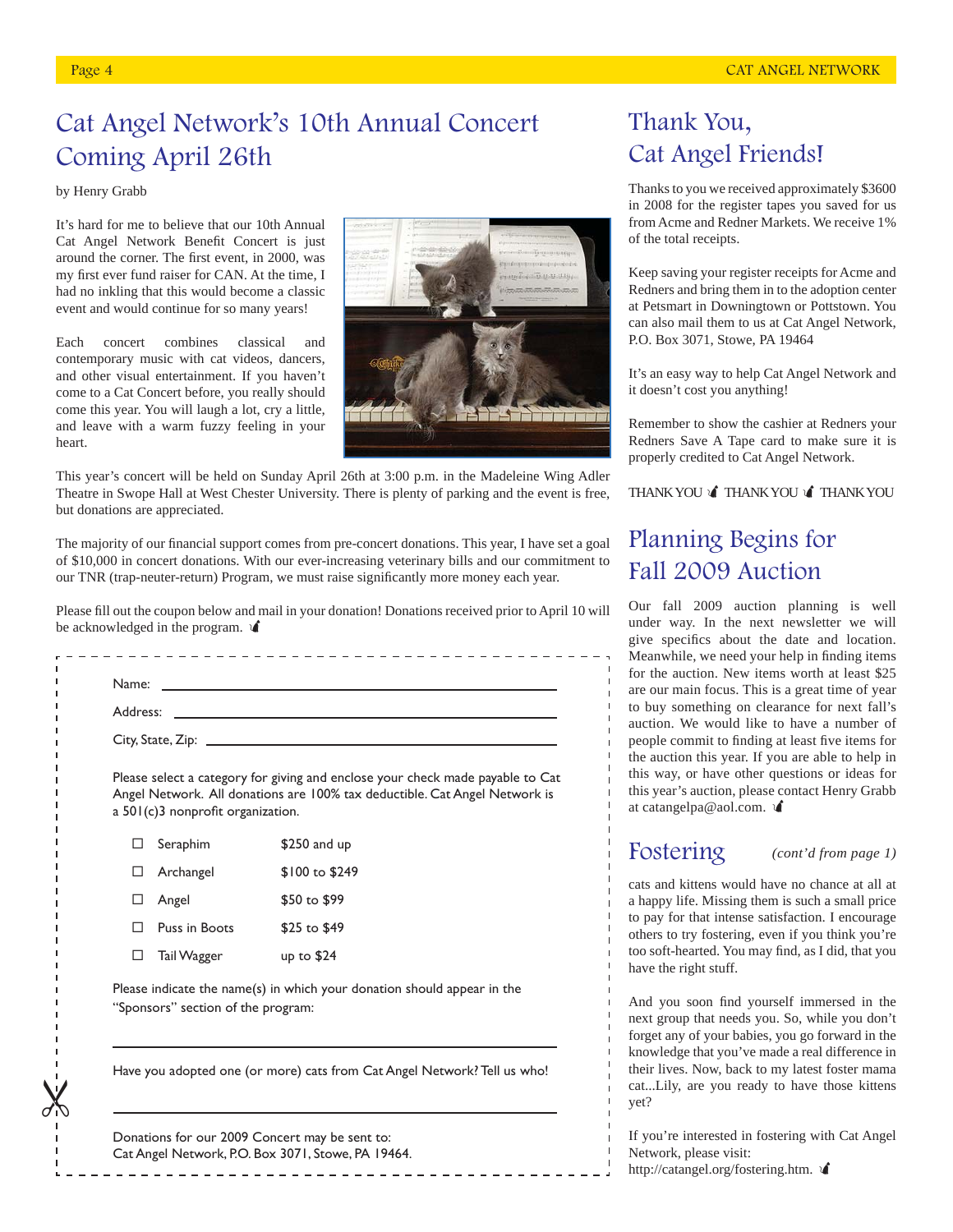# Cat Angel Network's 10th Annual Concert Coming April 26th

by Henry Grabb

It's hard for me to believe that our 10th Annual Cat Angel Network Benefit Concert is just around the corner. The first event, in 2000, was my first ever fund raiser for CAN. At the time, I had no inkling that this would become a classic event and would continue for so many years!

Each concert combines classical and contemporary music with cat videos, dancers, and other visual entertainment. If you haven't come to a Cat Concert before, you really should come this year. You will laugh a lot, cry a little, and leave with a warm fuzzy feeling in your heart.

This year's concert will be held on Sunday April 26th at 3:00 p.m. in the Madeleine Wing Adler Theatre in Swope Hall at West Chester University. There is plenty of parking and the event is free, but donations are appreciated.

The majority of our financial support comes from pre-concert donations. This year, I have set a goal of $10,000 in concert donations. With our ever-increasing veterinary bills and our commitment to our TNR (trap-neuter-return) Program, we must raise significantly more money each year.

Please fill out the coupon below and mail in your donation! Donations received prior to April 10 will be acknowledged in the program.

---

Name: ____________________

Address: ____________________

City, State, Zip: ____________________

Please select a category for giving and enclose your check made payable to Cat Angel Network. All donations are 100% tax deductible. Cat Angel Network is a 501(c)3 nonprofit organization.

- ☐ Seraphim — $250 and up
- ☐ Archangel — $100 to $249
- ☐ Angel — $50 to $99
- ☐ Puss in Boots — $25 to $49
- ☐ Tail Wagger — up to $24

Please indicate the name(s) in which your donation should appear in the "Sponsors" section of the program:

____________________

Have you adopted one (or more) cats from Cat Angel Network? Tell us who!

____________________

Donations for our 2009 Concert may be sent to:
Cat Angel Network, P.O. Box 3071, Stowe, PA 19464.

---

# Thank You, Cat Angel Friends!

Thanks to you we received approximately $3600 in 2008 for the register tapes you saved for us from Acme and Redner Markets. We receive 1% of the total receipts.

Keep saving your register receipts for Acme and Redners and bring them in to the adoption center at Petsmart in Downingtown or Pottstown. You can also mail them to us at Cat Angel Network, P.O. Box 3071, Stowe, PA 19464

It's an easy way to help Cat Angel Network and it doesn't cost you anything!

Remember to show the cashier at Redners your Redners Save A Tape card to make sure it is properly credited to Cat Angel Network.

THANK YOU THANK YOU THANK YOU

# Planning Begins for Fall 2009 Auction

Our fall 2009 auction planning is well under way. In the next newsletter we will give specifics about the date and location. Meanwhile, we need your help in finding items for the auction. New items worth at least $25 are our main focus. This is a great time of year to buy something on clearance for next fall's auction. We would like to have a number of people commit to finding at least five items for the auction this year. If you are able to help in this way, or have other questions or ideas for this year's auction, please contact Henry Grabb at catangelpa@aol.com.

# Fostering *(cont'd from page 1)*

cats and kittens would have no chance at all at a happy life. Missing them is such a small price to pay for that intense satisfaction. I encourage others to try fostering, even if you think you're too soft-hearted. You may find, as I did, that you have the right stuff.

And you soon find yourself immersed in the next group that needs you. So, while you don't forget any of your babies, you go forward in the knowledge that you've made a real difference in their lives. Now, back to my latest foster mama cat...Lily, are you ready to have those kittens yet?

If you're interested in fostering with Cat Angel Network, please visit:
http://catangel.org/fostering.htm.